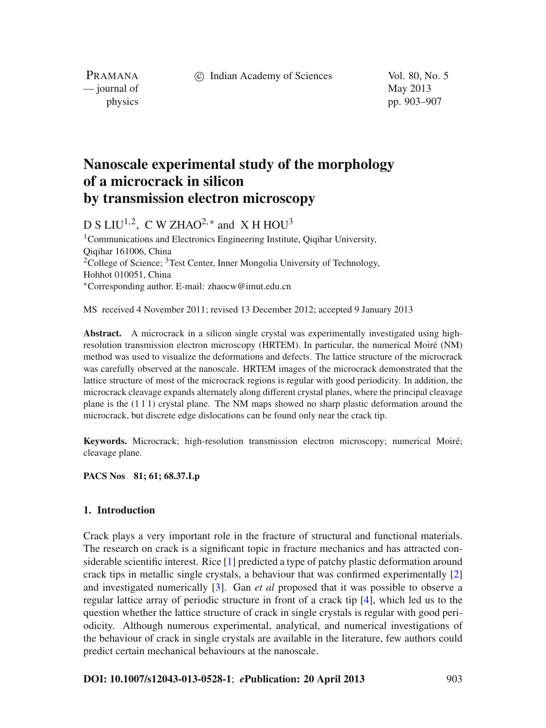# Nanoscale experimental study of the morphology of a microcrack in silicon by transmission electron microscopy

D S LIU[1,2], C W ZHAO[2,*] and X H HOU[3]

[1]Communications and Electronics Engineering Institute, Qiqihar University, Qiqihar 161006, China
[2]College of Science; [3]Test Center, Inner Mongolia University of Technology, Hohhot 010051, China
*Corresponding author. E-mail: zhaocw@imut.edu.cn

MS received 4 November 2011; revised 13 December 2012; accepted 9 January 2013

**Abstract.** A microcrack in a silicon single crystal was experimentally investigated using high-resolution transmission electron microscopy (HRTEM). In particular, the numerical Moiré (NM) method was used to visualize the deformations and defects. The lattice structure of the microcrack was carefully observed at the nanoscale. HRTEM images of the microcrack demonstrated that the lattice structure of most of the microcrack regions is regular with good periodicity. In addition, the microcrack cleavage expands alternately along different crystal planes, where the principal cleavage plane is the (1 1 1) crystal plane. The NM maps showed no sharp plastic deformation around the microcrack, but discrete edge dislocations can be found only near the crack tip.

**Keywords.** Microcrack; high-resolution transmission electron microscopy; numerical Moiré; cleavage plane.

**PACS Nos** 81; 61; 68.37.Lp

## 1. Introduction

Crack plays a very important role in the fracture of structural and functional materials. The research on crack is a significant topic in fracture mechanics and has attracted considerable scientific interest. Rice [1] predicted a type of patchy plastic deformation around crack tips in metallic single crystals, a behaviour that was confirmed experimentally [2] and investigated numerically [3]. Gan *et al* proposed that it was possible to observe a regular lattice array of periodic structure in front of a crack tip [4], which led us to the question whether the lattice structure of crack in single crystals is regular with good periodicity. Although numerous experimental, analytical, and numerical investigations of the behaviour of crack in single crystals are available in the literature, few authors could predict certain mechanical behaviours at the nanoscale.

**DOI: 10.1007/s12043-013-0528-1**; ***e*Publication: 20 April 2013**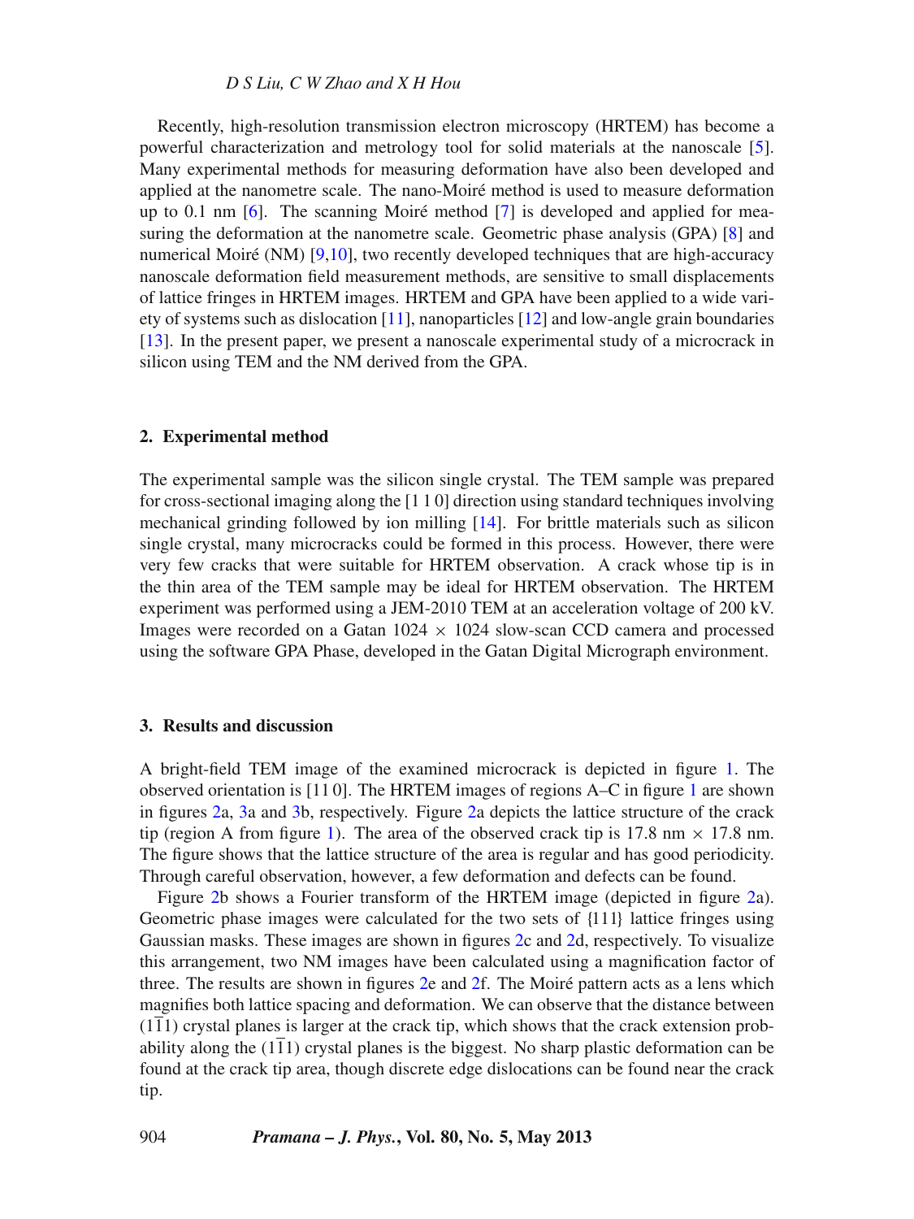Recently, high-resolution transmission electron microscopy (HRTEM) has become a powerful characterization and metrology tool for solid materials at the nanoscale [5]. Many experimental methods for measuring deformation have also been developed and applied at the nanometre scale. The nano-Moiré method is used to measure deformation up to 0.1 nm [6]. The scanning Moiré method [7] is developed and applied for measuring the deformation at the nanometre scale. Geometric phase analysis (GPA) [8] and numerical Moiré (NM) [9,10], two recently developed techniques that are high-accuracy nanoscale deformation field measurement methods, are sensitive to small displacements of lattice fringes in HRTEM images. HRTEM and GPA have been applied to a wide variety of systems such as dislocation [11], nanoparticles [12] and low-angle grain boundaries [13]. In the present paper, we present a nanoscale experimental study of a microcrack in silicon using TEM and the NM derived from the GPA.

## 2. Experimental method

The experimental sample was the silicon single crystal. The TEM sample was prepared for cross-sectional imaging along the [1 1 0] direction using standard techniques involving mechanical grinding followed by ion milling [14]. For brittle materials such as silicon single crystal, many microcracks could be formed in this process. However, there were very few cracks that were suitable for HRTEM observation. A crack whose tip is in the thin area of the TEM sample may be ideal for HRTEM observation. The HRTEM experiment was performed using a JEM-2010 TEM at an acceleration voltage of 200 kV. Images were recorded on a Gatan 1024 × 1024 slow-scan CCD camera and processed using the software GPA Phase, developed in the Gatan Digital Micrograph environment.

## 3. Results and discussion

A bright-field TEM image of the examined microcrack is depicted in figure 1. The observed orientation is [11 0]. The HRTEM images of regions A–C in figure 1 are shown in figures 2a, 3a and 3b, respectively. Figure 2a depicts the lattice structure of the crack tip (region A from figure 1). The area of the observed crack tip is 17.8 nm × 17.8 nm. The figure shows that the lattice structure of the area is regular and has good periodicity. Through careful observation, however, a few deformation and defects can be found.

Figure 2b shows a Fourier transform of the HRTEM image (depicted in figure 2a). Geometric phase images were calculated for the two sets of {111} lattice fringes using Gaussian masks. These images are shown in figures 2c and 2d, respectively. To visualize this arrangement, two NM images have been calculated using a magnification factor of three. The results are shown in figures 2e and 2f. The Moiré pattern acts as a lens which magnifies both lattice spacing and deformation. We can observe that the distance between $(1\bar{1}1)$ crystal planes is larger at the crack tip, which shows that the crack extension probability along the $(1\bar{1}1)$ crystal planes is the biggest. No sharp plastic deformation can be found at the crack tip area, though discrete edge dislocations can be found near the crack tip.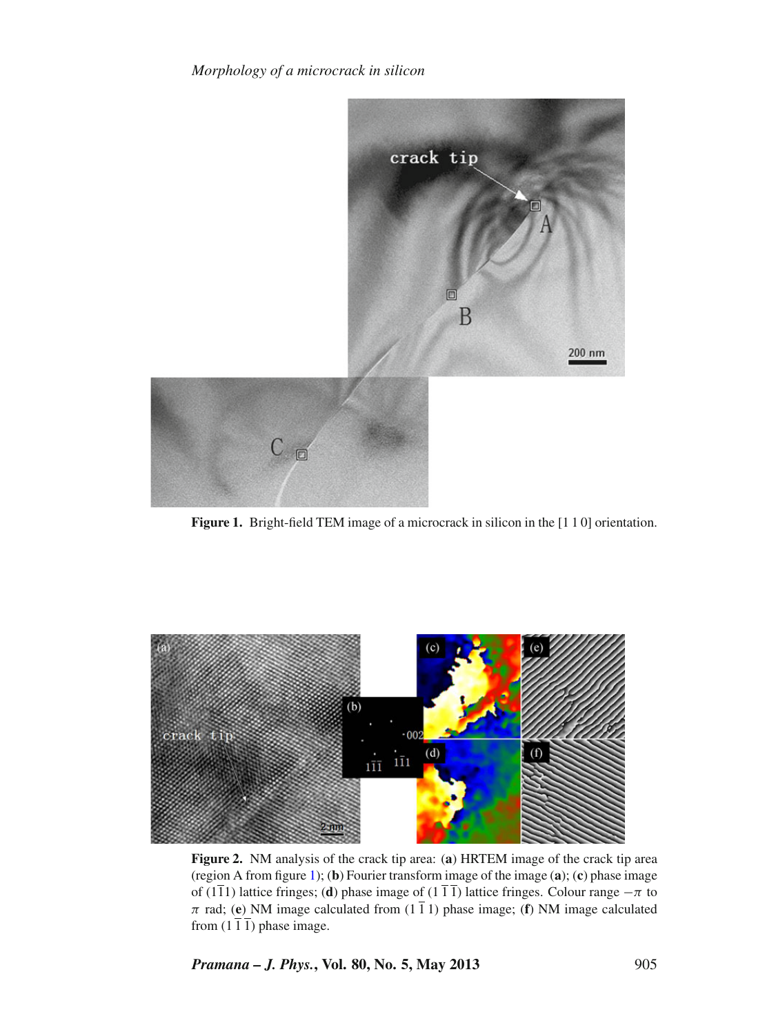**Figure 1.** Bright-field TEM image of a microcrack in silicon in the [1 1 0] orientation.

**Figure 2.** NM analysis of the crack tip area: (**a**) HRTEM image of the crack tip area (region A from figure 1); (**b**) Fourier transform image of the image (**a**); (**c**) phase image of $(1\bar{1}1)$ lattice fringes; (**d**) phase image of $(1\,\bar{1}\,\bar{1})$ lattice fringes. Colour range $-\pi$ to $\pi$ rad; (**e**) NM image calculated from $(1\,\bar{1}\,1)$ phase image; (**f**) NM image calculated from $(1\,\bar{1}\,\bar{1})$ phase image.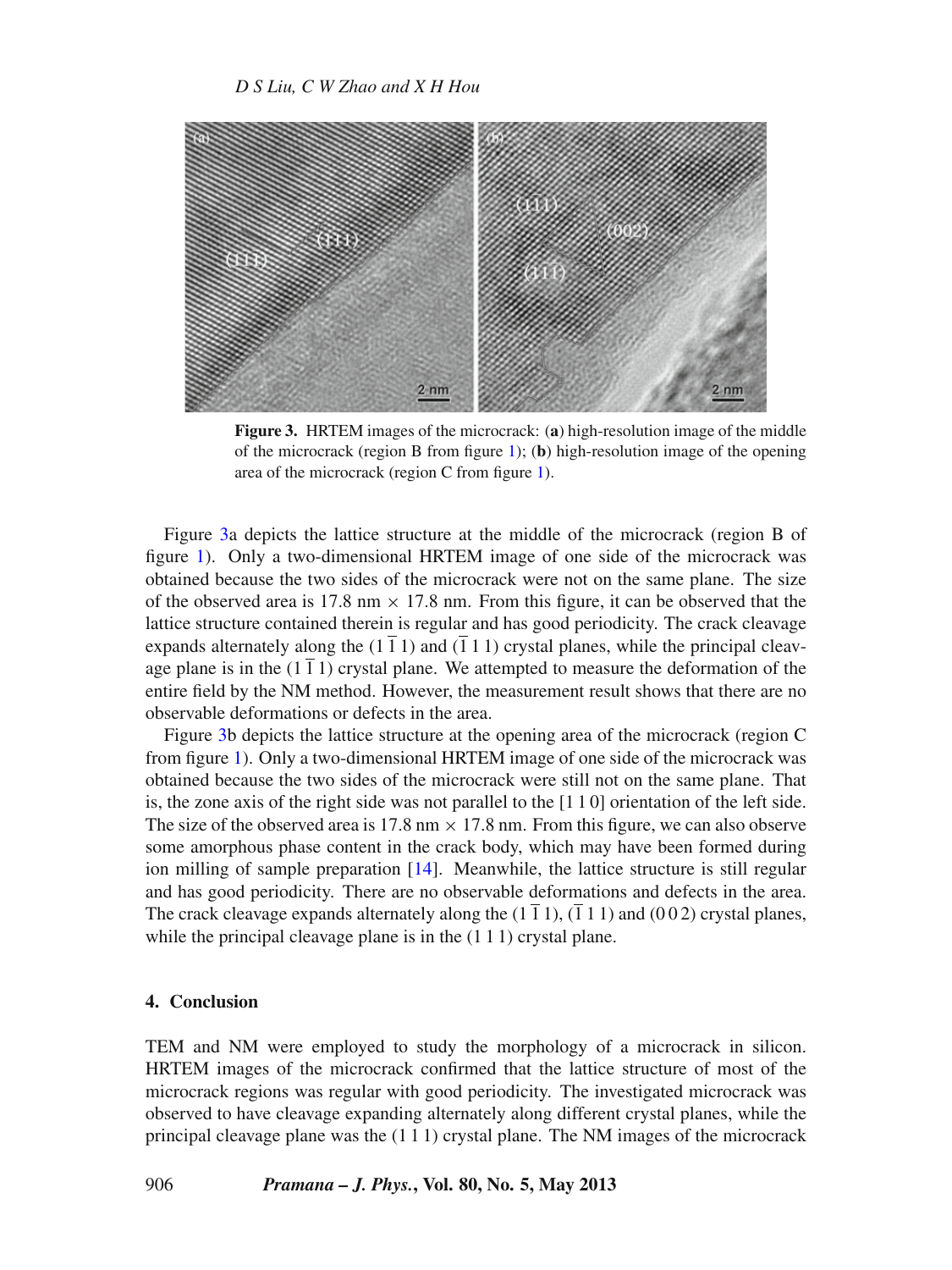**Figure 3.** HRTEM images of the microcrack: (**a**) high-resolution image of the middle of the microcrack (region B from figure 1); (**b**) high-resolution image of the opening area of the microcrack (region C from figure 1).

Figure 3a depicts the lattice structure at the middle of the microcrack (region B of figure 1). Only a two-dimensional HRTEM image of one side of the microcrack was obtained because the two sides of the microcrack were not on the same plane. The size of the observed area is 17.8 nm $\times$ 17.8 nm. From this figure, it can be observed that the lattice structure contained therein is regular and has good periodicity. The crack cleavage expands alternately along the $(1\,\bar{1}\,1)$ and $(\bar{1}\,1\,1)$ crystal planes, while the principal cleavage plane is in the $(1\,\bar{1}\,1)$ crystal plane. We attempted to measure the deformation of the entire field by the NM method. However, the measurement result shows that there are no observable deformations or defects in the area.

Figure 3b depicts the lattice structure at the opening area of the microcrack (region C from figure 1). Only a two-dimensional HRTEM image of one side of the microcrack was obtained because the two sides of the microcrack were still not on the same plane. That is, the zone axis of the right side was not parallel to the [1 1 0] orientation of the left side. The size of the observed area is 17.8 nm $\times$ 17.8 nm. From this figure, we can also observe some amorphous phase content in the crack body, which may have been formed during ion milling of sample preparation [14]. Meanwhile, the lattice structure is still regular and has good periodicity. There are no observable deformations and defects in the area. The crack cleavage expands alternately along the $(1\,\bar{1}\,1)$, $(\bar{1}\,1\,1)$ and $(0\,0\,2)$ crystal planes, while the principal cleavage plane is in the $(1\,1\,1)$ crystal plane.

## 4. Conclusion

TEM and NM were employed to study the morphology of a microcrack in silicon. HRTEM images of the microcrack confirmed that the lattice structure of most of the microcrack regions was regular with good periodicity. The investigated microcrack was observed to have cleavage expanding alternately along different crystal planes, while the principal cleavage plane was the $(1\,1\,1)$ crystal plane. The NM images of the microcrack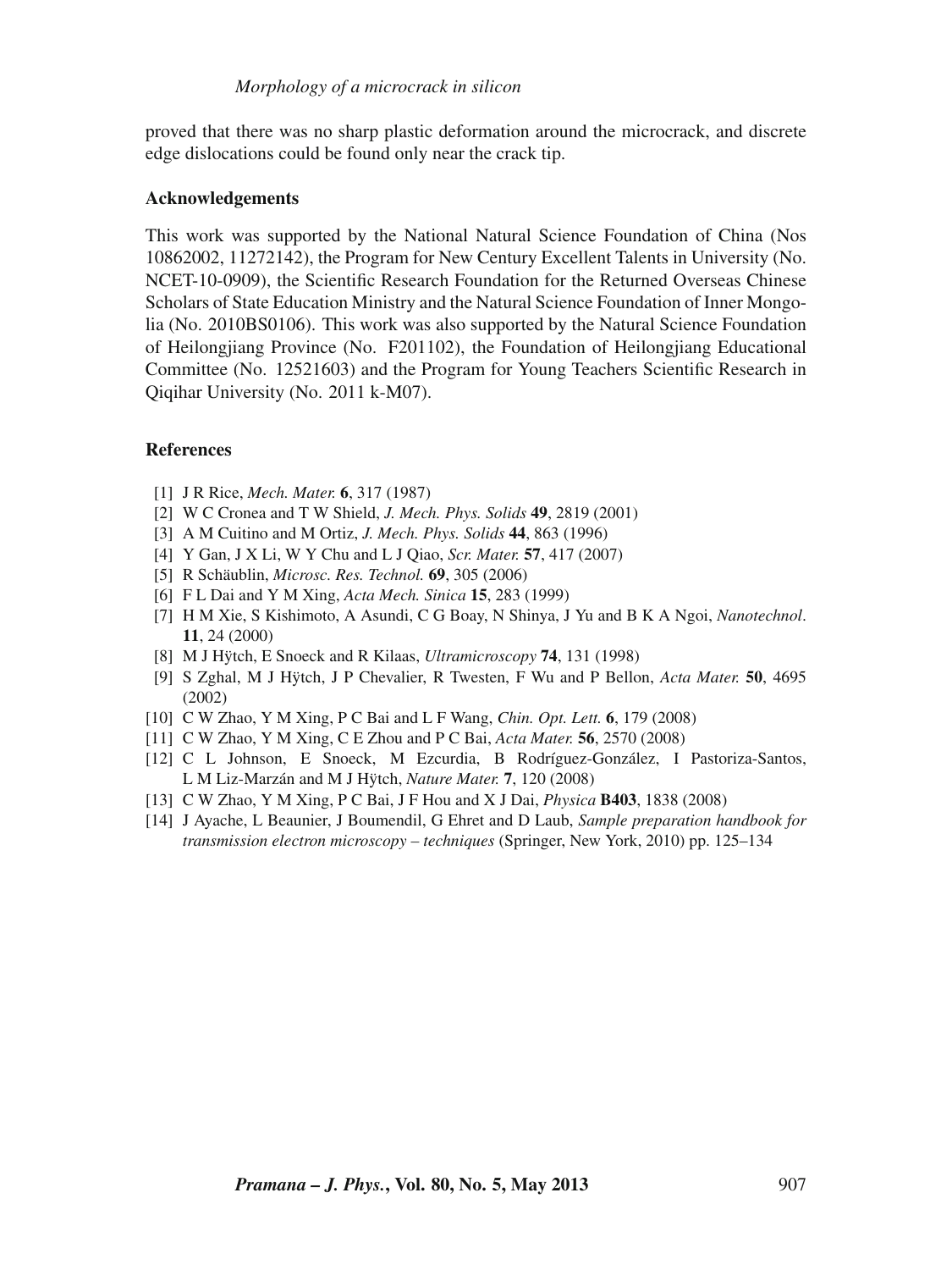proved that there was no sharp plastic deformation around the microcrack, and discrete edge dislocations could be found only near the crack tip.

## Acknowledgements

This work was supported by the National Natural Science Foundation of China (Nos 10862002, 11272142), the Program for New Century Excellent Talents in University (No. NCET-10-0909), the Scientific Research Foundation for the Returned Overseas Chinese Scholars of State Education Ministry and the Natural Science Foundation of Inner Mongolia (No. 2010BS0106). This work was also supported by the Natural Science Foundation of Heilongjiang Province (No. F201102), the Foundation of Heilongjiang Educational Committee (No. 12521603) and the Program for Young Teachers Scientific Research in Qiqihar University (No. 2011 k-M07).

## References

[1] J R Rice, *Mech. Mater.* **6**, 317 (1987)

[2] W C Cronea and T W Shield, *J. Mech. Phys. Solids* **49**, 2819 (2001)

[3] A M Cuitino and M Ortiz, *J. Mech. Phys. Solids* **44**, 863 (1996)

[4] Y Gan, J X Li, W Y Chu and L J Qiao, *Scr. Mater.* **57**, 417 (2007)

[5] R Schäublin, *Microsc. Res. Technol.* **69**, 305 (2006)

[6] F L Dai and Y M Xing, *Acta Mech. Sinica* **15**, 283 (1999)

[7] H M Xie, S Kishimoto, A Asundi, C G Boay, N Shinya, J Yu and B K A Ngoi, *Nanotechnol*. **11**, 24 (2000)

[8] M J Hÿtch, E Snoeck and R Kilaas, *Ultramicroscopy* **74**, 131 (1998)

[9] S Zghal, M J Hÿtch, J P Chevalier, R Twesten, F Wu and P Bellon, *Acta Mater.* **50**, 4695 (2002)

[10] C W Zhao, Y M Xing, P C Bai and L F Wang, *Chin. Opt. Lett.* **6**, 179 (2008)

[11] C W Zhao, Y M Xing, C E Zhou and P C Bai, *Acta Mater.* **56**, 2570 (2008)

[12] C L Johnson, E Snoeck, M Ezcurdia, B Rodríguez-González, I Pastoriza-Santos, L M Liz-Marzán and M J Hÿtch, *Nature Mater.* **7**, 120 (2008)

[13] C W Zhao, Y M Xing, P C Bai, J F Hou and X J Dai, *Physica* **B403**, 1838 (2008)

[14] J Ayache, L Beaunier, J Boumendil, G Ehret and D Laub, *Sample preparation handbook for transmission electron microscopy – techniques* (Springer, New York, 2010) pp. 125–134